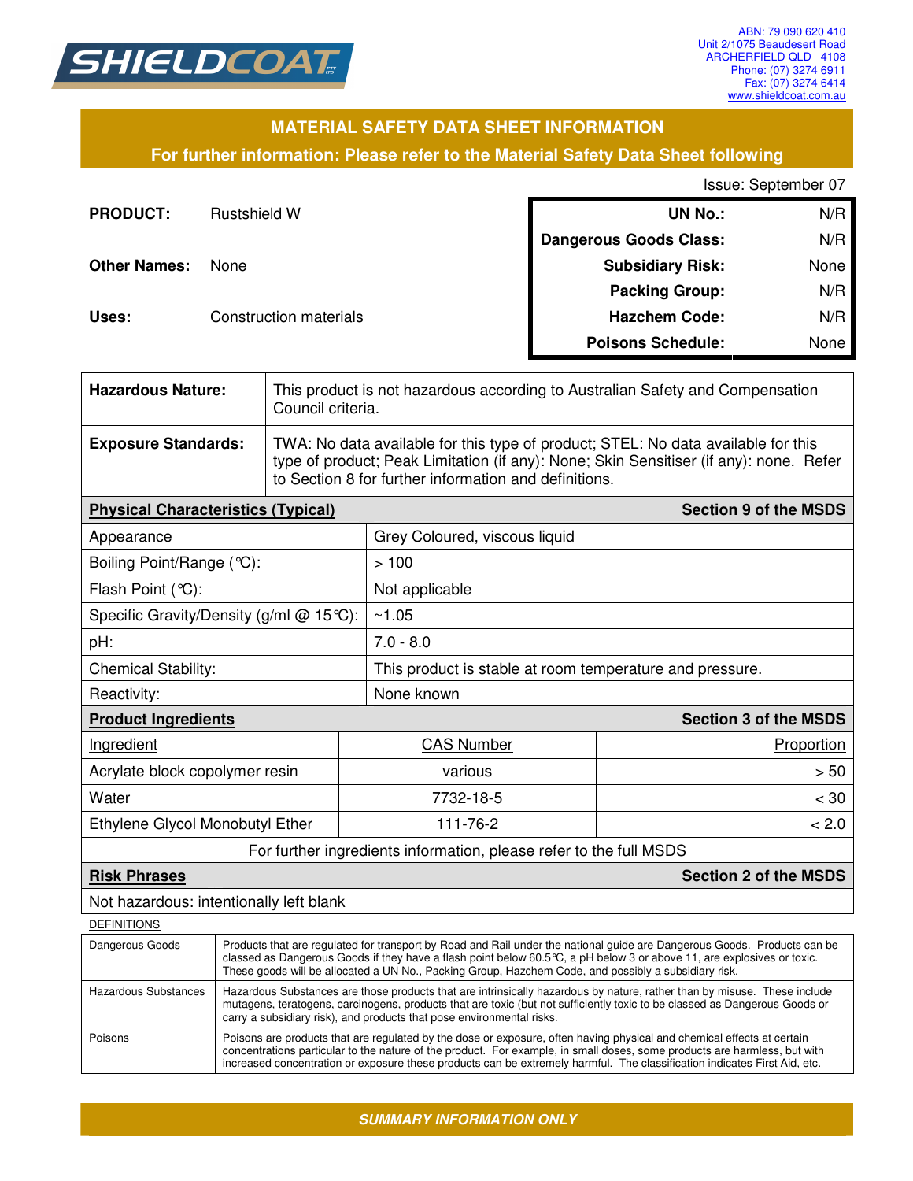**SHIELDCOAT**

ABN: 79 090 620 410
Unit 2/1075 Beaudesert Road
ARCHERFIELD QLD 4108
Phone: (07) 3274 6911
Fax: (07) 3274 6414
www.shieldcoat.com.au

# MATERIAL SAFETY DATA SHEET INFORMATION

**For further information: Please refer to the Material Safety Data Sheet following**

Issue: September 07

**PRODUCT:** Rustshield W

**Other Names:** None

**Uses:** Construction materials

| | |
|---|---|
| **UN No.:** | N/R |
| **Dangerous Goods Class:** | N/R |
| **Subsidiary Risk:** | None |
| **Packing Group:** | N/R |
| **Hazchem Code:** | N/R |
| **Poisons Schedule:** | None |

| | |
|---|---|
| **Hazardous Nature:** | This product is not hazardous according to Australian Safety and Compensation Council criteria. |
| **Exposure Standards:** | TWA: No data available for this type of product; STEL: No data available for this type of product; Peak Limitation (if any): None; Skin Sensitiser (if any): none. Refer to Section 8 for further information and definitions. |

| **Physical Characteristics (Typical)** | **Section 9 of the MSDS** |
|---|---|
| Appearance | Grey Coloured, viscous liquid |
| Boiling Point/Range (℃): | > 100 |
| Flash Point (℃): | Not applicable |
| Specific Gravity/Density (g/ml @ 15℃): | ~1.05 |
| pH: | 7.0 - 8.0 |
| Chemical Stability: | This product is stable at room temperature and pressure. |
| Reactivity: | None known |

**Product Ingredients** — **Section 3 of the MSDS**

| Ingredient | CAS Number | Proportion |
|---|---|---|
| Acrylate block copolymer resin | various | > 50 |
| Water | 7732-18-5 | < 30 |
| Ethylene Glycol Monobutyl Ether | 111-76-2 | < 2.0 |

For further ingredients information, please refer to the full MSDS

**Risk Phrases** — **Section 2 of the MSDS**

Not hazardous: intentionally left blank

DEFINITIONS

| | |
|---|---|
| Dangerous Goods | Products that are regulated for transport by Road and Rail under the national guide are Dangerous Goods. Products can be classed as Dangerous Goods if they have a flash point below 60.5℃, a pH below 3 or above 11, are explosives or toxic. These goods will be allocated a UN No., Packing Group, Hazchem Code, and possibly a subsidiary risk. |
| Hazardous Substances | Hazardous Substances are those products that are intrinsically hazardous by nature, rather than by misuse. These include mutagens, teratogens, carcinogens, products that are toxic (but not sufficiently toxic to be classed as Dangerous Goods or carry a subsidiary risk), and products that pose environmental risks. |
| Poisons | Poisons are products that are regulated by the dose or exposure, often having physical and chemical effects at certain concentrations particular to the nature of the product. For example, in small doses, some products are harmless, but with increased concentration or exposure these products can be extremely harmful. The classification indicates First Aid, etc. |

***SUMMARY INFORMATION ONLY***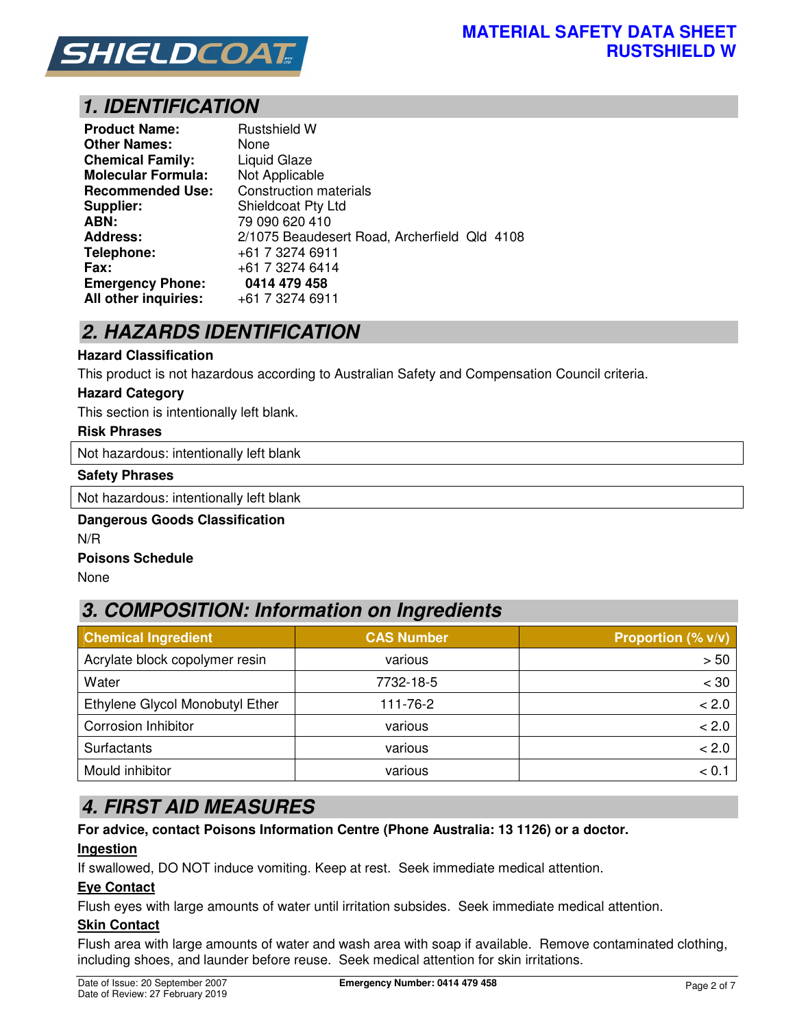# MATERIAL SAFETY DATA SHEET
# RUSTSHIELD W

## 1. IDENTIFICATION

**Product Name:** Rustshield W
**Other Names:** None
**Chemical Family:** Liquid Glaze
**Molecular Formula:** Not Applicable
**Recommended Use:** Construction materials
**Supplier:** Shieldcoat Pty Ltd
**ABN:** 79 090 620 410
**Address:** 2/1075 Beaudesert Road, Archerfield Qld 4108
**Telephone:** +61 7 3274 6911
**Fax:** +61 7 3274 6414
**Emergency Phone:** **0414 479 458**
**All other inquiries:** +61 7 3274 6911

## 2. HAZARDS IDENTIFICATION

**Hazard Classification**

This product is not hazardous according to Australian Safety and Compensation Council criteria.

**Hazard Category**

This section is intentionally left blank.

**Risk Phrases**

Not hazardous: intentionally left blank

**Safety Phrases**

Not hazardous: intentionally left blank

**Dangerous Goods Classification**

N/R

**Poisons Schedule**

None

## 3. COMPOSITION: Information on Ingredients

| Chemical Ingredient | CAS Number | Proportion (% v/v) |
|---|---|---|
| Acrylate block copolymer resin | various | > 50 |
| Water | 7732-18-5 | < 30 |
| Ethylene Glycol Monobutyl Ether | 111-76-2 | < 2.0 |
| Corrosion Inhibitor | various | < 2.0 |
| Surfactants | various | < 2.0 |
| Mould inhibitor | various | < 0.1 |

## 4. FIRST AID MEASURES

**For advice, contact Poisons Information Centre (Phone Australia: 13 1126) or a doctor.**

**Ingestion**

If swallowed, DO NOT induce vomiting. Keep at rest. Seek immediate medical attention.

**Eye Contact**

Flush eyes with large amounts of water until irritation subsides. Seek immediate medical attention.

**Skin Contact**

Flush area with large amounts of water and wash area with soap if available. Remove contaminated clothing, including shoes, and launder before reuse. Seek medical attention for skin irritations.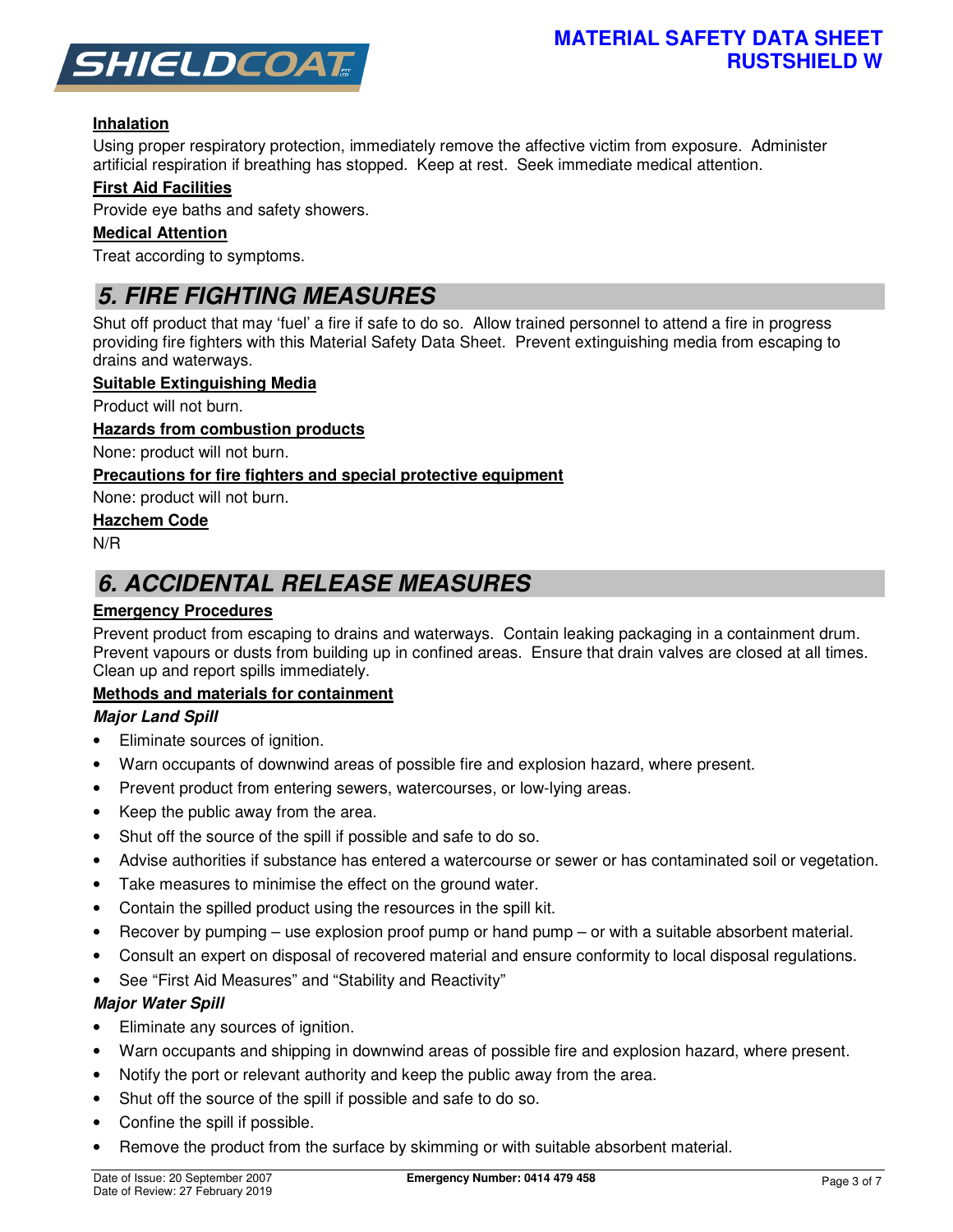#### Inhalation

Using proper respiratory protection, immediately remove the affective victim from exposure. Administer artificial respiration if breathing has stopped. Keep at rest. Seek immediate medical attention.

#### First Aid Facilities

Provide eye baths and safety showers.

#### Medical Attention

Treat according to symptoms.

## 5. FIRE FIGHTING MEASURES

Shut off product that may 'fuel' a fire if safe to do so. Allow trained personnel to attend a fire in progress providing fire fighters with this Material Safety Data Sheet. Prevent extinguishing media from escaping to drains and waterways.

#### Suitable Extinguishing Media

Product will not burn.

#### Hazards from combustion products

None: product will not burn.

#### Precautions for fire fighters and special protective equipment

None: product will not burn.

#### Hazchem Code

N/R

## 6. ACCIDENTAL RELEASE MEASURES

#### Emergency Procedures

Prevent product from escaping to drains and waterways. Contain leaking packaging in a containment drum. Prevent vapours or dusts from building up in confined areas. Ensure that drain valves are closed at all times. Clean up and report spills immediately.

#### Methods and materials for containment

***Major Land Spill***

- Eliminate sources of ignition.
- Warn occupants of downwind areas of possible fire and explosion hazard, where present.
- Prevent product from entering sewers, watercourses, or low-lying areas.
- Keep the public away from the area.
- Shut off the source of the spill if possible and safe to do so.
- Advise authorities if substance has entered a watercourse or sewer or has contaminated soil or vegetation.
- Take measures to minimise the effect on the ground water.
- Contain the spilled product using the resources in the spill kit.
- Recover by pumping – use explosion proof pump or hand pump – or with a suitable absorbent material.
- Consult an expert on disposal of recovered material and ensure conformity to local disposal regulations.
- See "First Aid Measures" and "Stability and Reactivity"

***Major Water Spill***

- Eliminate any sources of ignition.
- Warn occupants and shipping in downwind areas of possible fire and explosion hazard, where present.
- Notify the port or relevant authority and keep the public away from the area.
- Shut off the source of the spill if possible and safe to do so.
- Confine the spill if possible.
- Remove the product from the surface by skimming or with suitable absorbent material.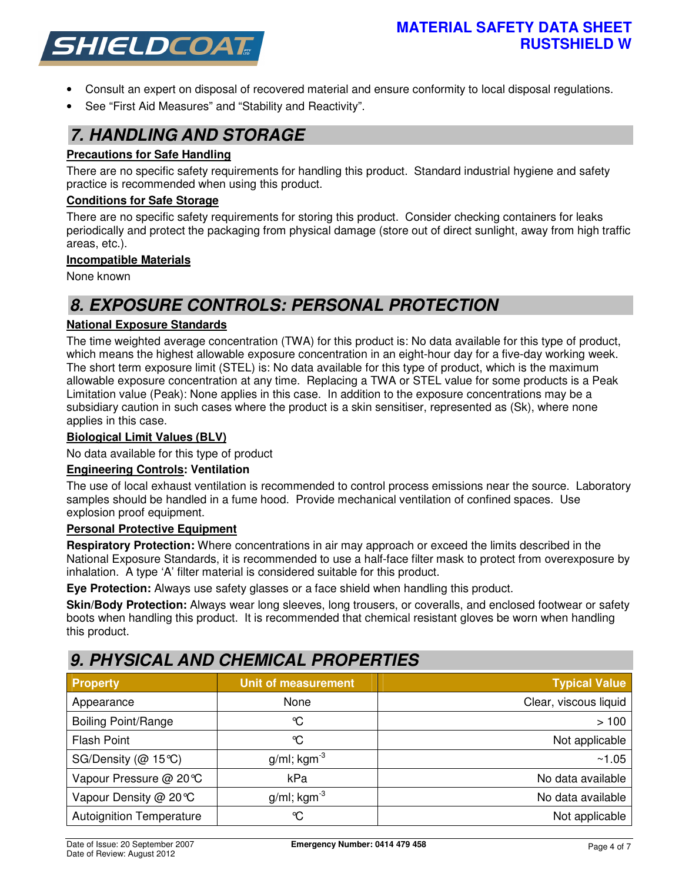- Consult an expert on disposal of recovered material and ensure conformity to local disposal regulations.
- See "First Aid Measures" and "Stability and Reactivity".

## 7. HANDLING AND STORAGE

**Precautions for Safe Handling**

There are no specific safety requirements for handling this product. Standard industrial hygiene and safety practice is recommended when using this product.

**Conditions for Safe Storage**

There are no specific safety requirements for storing this product. Consider checking containers for leaks periodically and protect the packaging from physical damage (store out of direct sunlight, away from high traffic areas, etc.).

**Incompatible Materials**

None known

## 8. EXPOSURE CONTROLS: PERSONAL PROTECTION

**National Exposure Standards**

The time weighted average concentration (TWA) for this product is: No data available for this type of product, which means the highest allowable exposure concentration in an eight-hour day for a five-day working week. The short term exposure limit (STEL) is: No data available for this type of product, which is the maximum allowable exposure concentration at any time. Replacing a TWA or STEL value for some products is a Peak Limitation value (Peak): None applies in this case. In addition to the exposure concentrations may be a subsidiary caution in such cases where the product is a skin sensitiser, represented as (Sk), where none applies in this case.

**Biological Limit Values (BLV)**

No data available for this type of product

**Engineering Controls: Ventilation**

The use of local exhaust ventilation is recommended to control process emissions near the source. Laboratory samples should be handled in a fume hood. Provide mechanical ventilation of confined spaces. Use explosion proof equipment.

**Personal Protective Equipment**

**Respiratory Protection:** Where concentrations in air may approach or exceed the limits described in the National Exposure Standards, it is recommended to use a half-face filter mask to protect from overexposure by inhalation. A type 'A' filter material is considered suitable for this product.

**Eye Protection:** Always use safety glasses or a face shield when handling this product.

**Skin/Body Protection:** Always wear long sleeves, long trousers, or coveralls, and enclosed footwear or safety boots when handling this product. It is recommended that chemical resistant gloves be worn when handling this product.

## 9. PHYSICAL AND CHEMICAL PROPERTIES

| Property | Unit of measurement | Typical Value |
|---|---|---|
| Appearance | None | Clear, viscous liquid |
| Boiling Point/Range | °C | > 100 |
| Flash Point | °C | Not applicable |
| SG/Density (@ 15°C) | g/ml; $kgm^{-3}$ | ~1.05 |
| Vapour Pressure @ 20°C | kPa | No data available |
| Vapour Density @ 20°C | g/ml; $kgm^{-3}$ | No data available |
| Autoignition Temperature | °C | Not applicable |

Date of Issue: 20 September 2007
Date of Review: August 2012
Emergency Number: 0414 479 458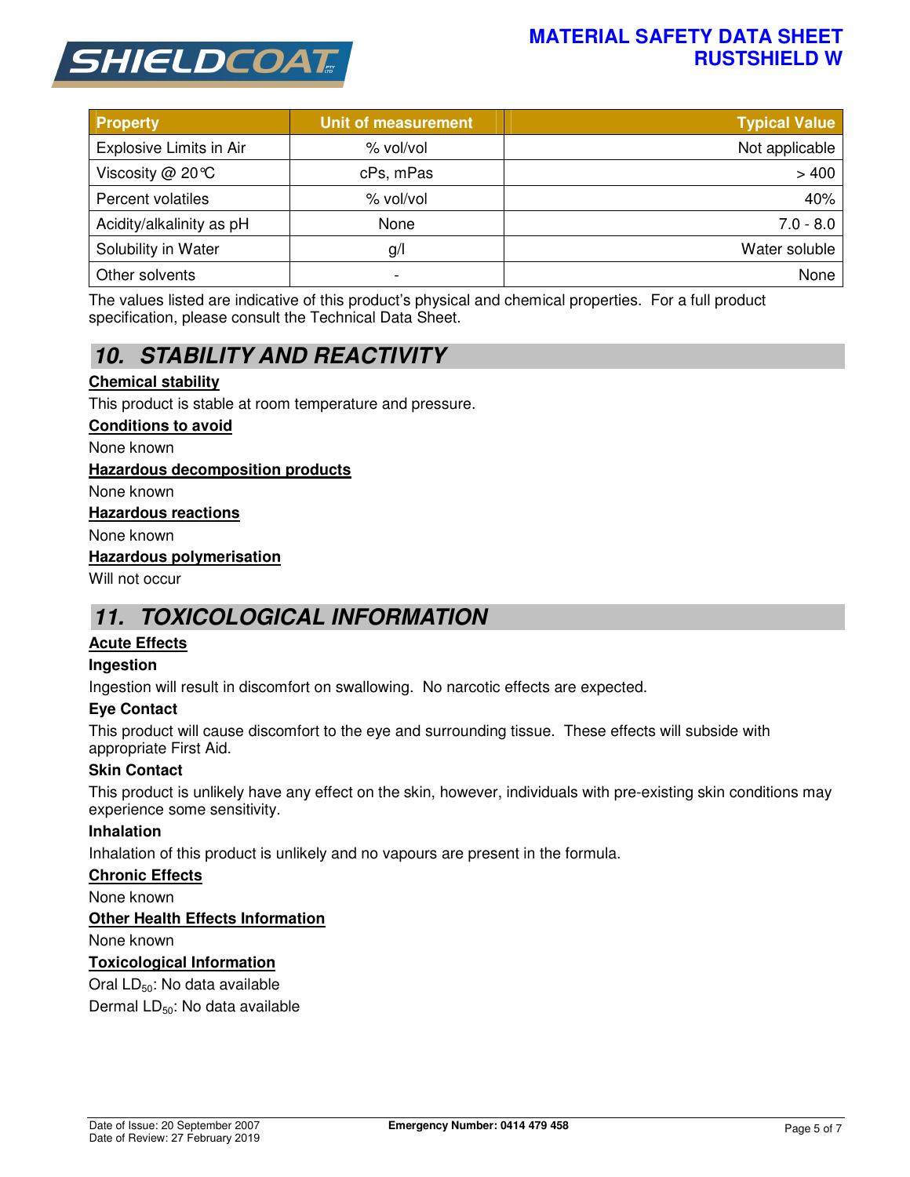| Property | Unit of measurement | Typical Value |
| --- | --- | --- |
| Explosive Limits in Air | % vol/vol | Not applicable |
| Viscosity @ 20℃ | cPs, mPas | > 400 |
| Percent volatiles | % vol/vol | 40% |
| Acidity/alkalinity as pH | None | 7.0 - 8.0 |
| Solubility in Water | g/l | Water soluble |
| Other solvents | - | None |

The values listed are indicative of this product's physical and chemical properties. For a full product specification, please consult the Technical Data Sheet.

## 10. STABILITY AND REACTIVITY

**Chemical stability**

This product is stable at room temperature and pressure.

**Conditions to avoid**

None known

**Hazardous decomposition products**

None known

**Hazardous reactions**

None known

**Hazardous polymerisation**

Will not occur

## 11. TOXICOLOGICAL INFORMATION

**Acute Effects**

**Ingestion**

Ingestion will result in discomfort on swallowing. No narcotic effects are expected.

**Eye Contact**

This product will cause discomfort to the eye and surrounding tissue. These effects will subside with appropriate First Aid.

**Skin Contact**

This product is unlikely have any effect on the skin, however, individuals with pre-existing skin conditions may experience some sensitivity.

**Inhalation**

Inhalation of this product is unlikely and no vapours are present in the formula.

**Chronic Effects**

None known

**Other Health Effects Information**

None known

**Toxicological Information**

Oral $LD_{50}$: No data available

Dermal $LD_{50}$: No data available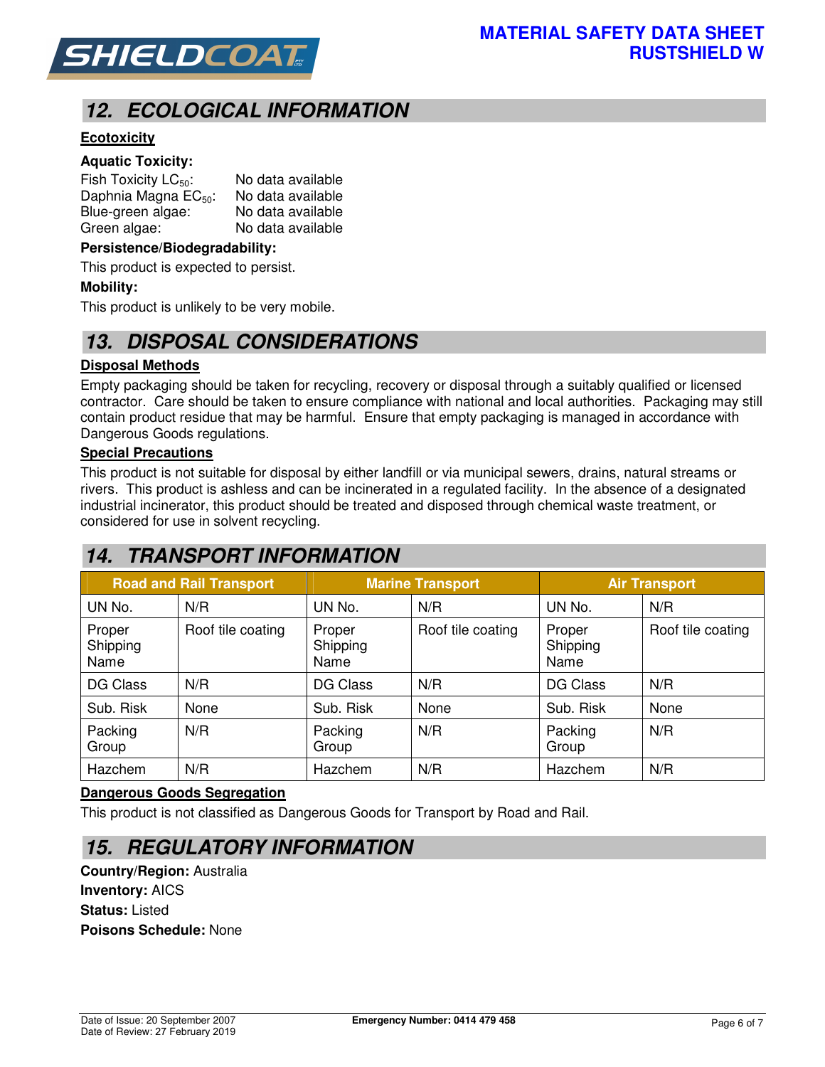## 12. ECOLOGICAL INFORMATION

**Ecotoxicity**

**Aquatic Toxicity:**

Fish Toxicity $LC_{50}$: No data available
Daphnia Magna $EC_{50}$: No data available
Blue-green algae: No data available
Green algae: No data available

**Persistence/Biodegradability:**

This product is expected to persist.

**Mobility:**

This product is unlikely to be very mobile.

## 13. DISPOSAL CONSIDERATIONS

**Disposal Methods**

Empty packaging should be taken for recycling, recovery or disposal through a suitably qualified or licensed contractor. Care should be taken to ensure compliance with national and local authorities. Packaging may still contain product residue that may be harmful. Ensure that empty packaging is managed in accordance with Dangerous Goods regulations.

**Special Precautions**

This product is not suitable for disposal by either landfill or via municipal sewers, drains, natural streams or rivers. This product is ashless and can be incinerated in a regulated facility. In the absence of a designated industrial incinerator, this product should be treated and disposed through chemical waste treatment, or considered for use in solvent recycling.

## 14. TRANSPORT INFORMATION

| Road and Rail Transport | | Marine Transport | | Air Transport | |
|---|---|---|---|---|---|
| UN No. | N/R | UN No. | N/R | UN No. | N/R |
| Proper Shipping Name | Roof tile coating | Proper Shipping Name | Roof tile coating | Proper Shipping Name | Roof tile coating |
| DG Class | N/R | DG Class | N/R | DG Class | N/R |
| Sub. Risk | None | Sub. Risk | None | Sub. Risk | None |
| Packing Group | N/R | Packing Group | N/R | Packing Group | N/R |
| Hazchem | N/R | Hazchem | N/R | Hazchem | N/R |

**Dangerous Goods Segregation**

This product is not classified as Dangerous Goods for Transport by Road and Rail.

## 15. REGULATORY INFORMATION

**Country/Region:** Australia
**Inventory:** AICS
**Status:** Listed
**Poisons Schedule:** None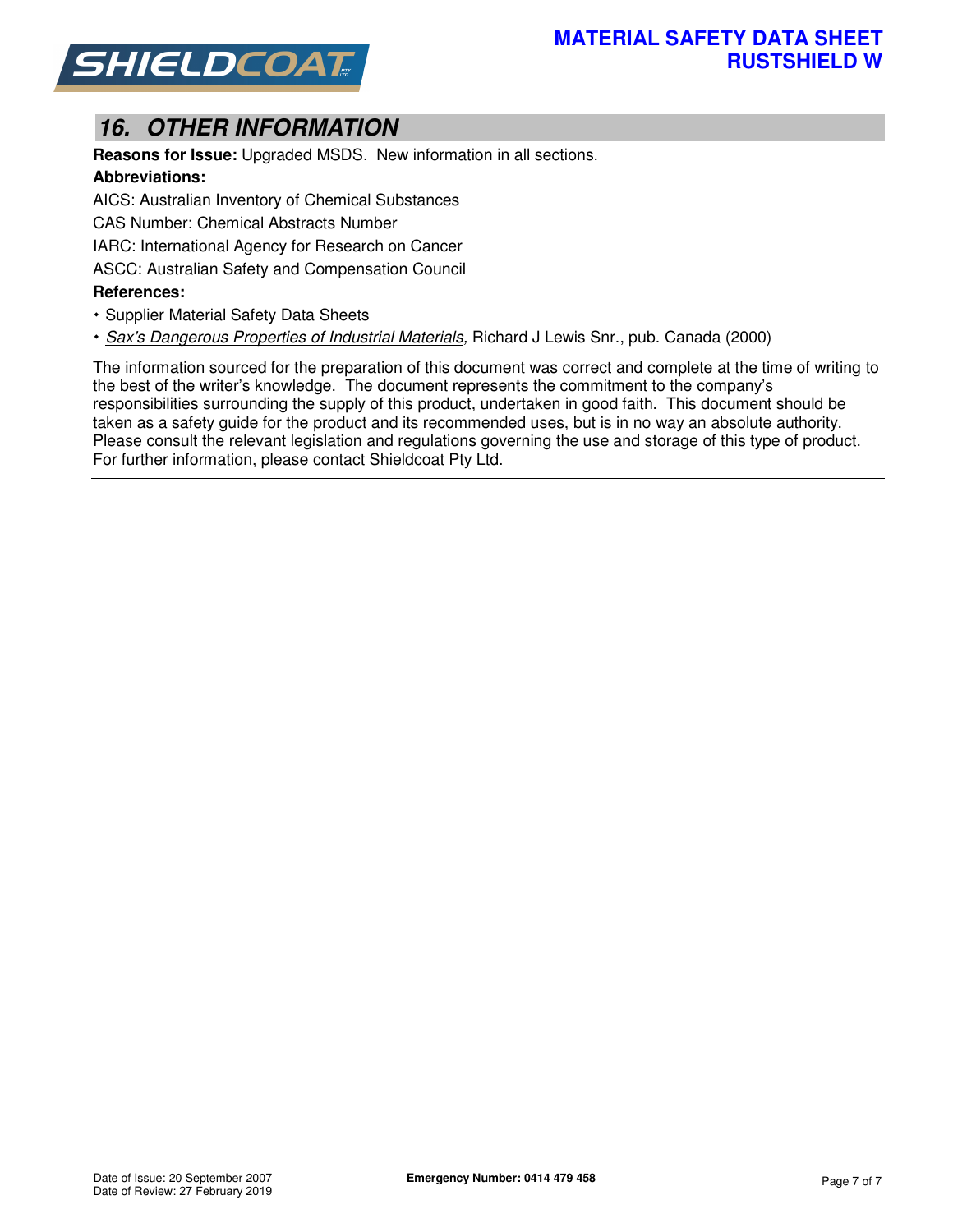## 16. OTHER INFORMATION

**Reasons for Issue:** Upgraded MSDS. New information in all sections.

**Abbreviations:**

AICS: Australian Inventory of Chemical Substances

CAS Number: Chemical Abstracts Number

IARC: International Agency for Research on Cancer

ASCC: Australian Safety and Compensation Council

**References:**

- Supplier Material Safety Data Sheets
- *Sax's Dangerous Properties of Industrial Materials,* Richard J Lewis Snr., pub. Canada (2000)

---

The information sourced for the preparation of this document was correct and complete at the time of writing to the best of the writer's knowledge. The document represents the commitment to the company's responsibilities surrounding the supply of this product, undertaken in good faith. This document should be taken as a safety guide for the product and its recommended uses, but is in no way an absolute authority. Please consult the relevant legislation and regulations governing the use and storage of this type of product. For further information, please contact Shieldcoat Pty Ltd.

---